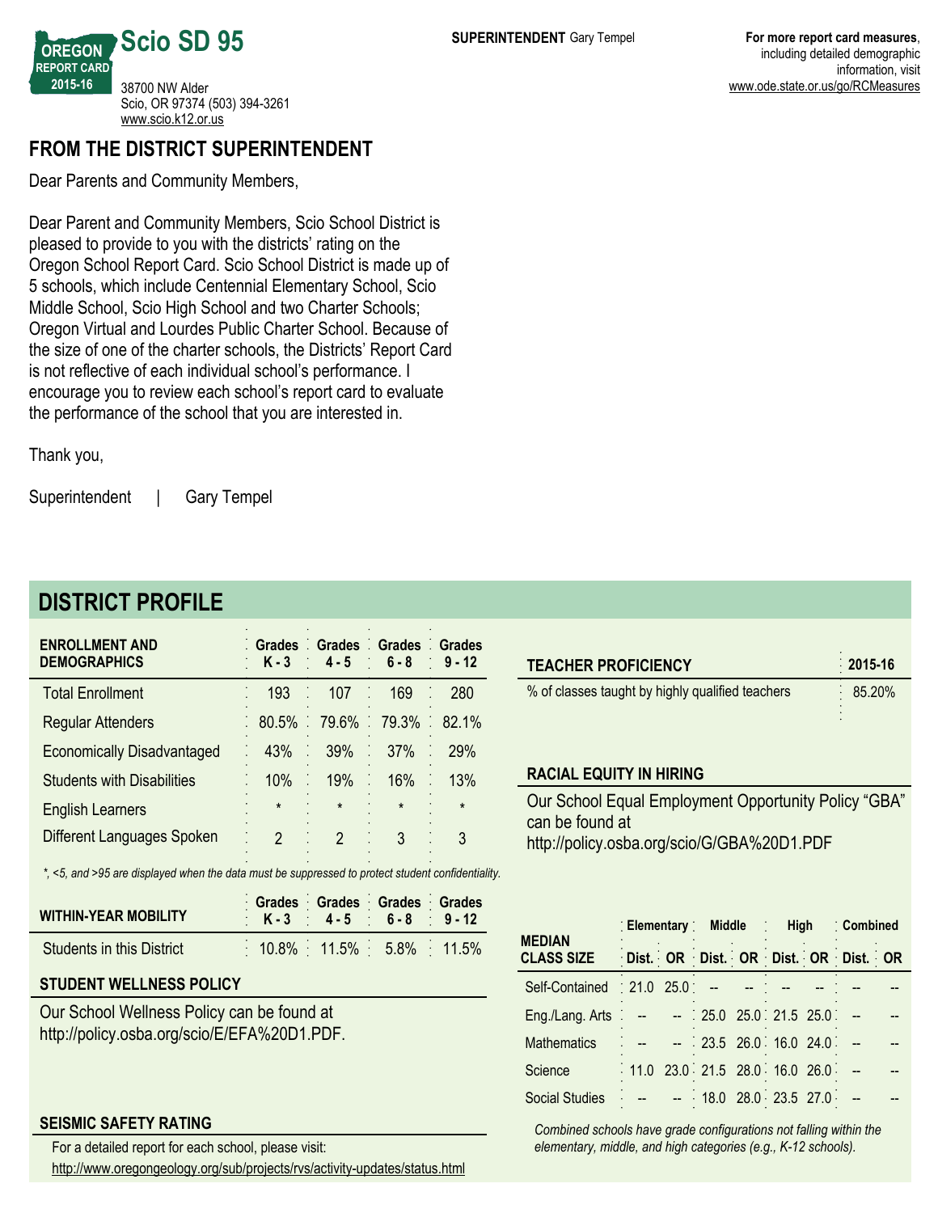# Scio SD 95

OREGON REPORT CARD 2015-16

38700 NW Alder
Scio, OR 97374 (503) 394-3261
www.scio.k12.or.us

**SUPERINTENDENT** Gary Tempel

**For more report card measures**, including detailed demographic information, visit www.ode.state.or.us/go/RCMeasures

## FROM THE DISTRICT SUPERINTENDENT

Dear Parents and Community Members,

Dear Parent and Community Members, Scio School District is pleased to provide to you with the districts' rating on the Oregon School Report Card. Scio School District is made up of 5 schools, which include Centennial Elementary School, Scio Middle School, Scio High School and two Charter Schools; Oregon Virtual and Lourdes Public Charter School. Because of the size of one of the charter schools, the Districts' Report Card is not reflective of each individual school's performance. I encourage you to review each school's report card to evaluate the performance of the school that you are interested in.

Thank you,

Superintendent | Gary Tempel

## DISTRICT PROFILE

| ENROLLMENT AND DEMOGRAPHICS | Grades K - 3 | Grades 4 - 5 | Grades 6 - 8 | Grades 9 - 12 |
|---|---|---|---|---|
| Total Enrollment | 193 | 107 | 169 | 280 |
| Regular Attenders | 80.5% | 79.6% | 79.3% | 82.1% |
| Economically Disadvantaged | 43% | 39% | 37% | 29% |
| Students with Disabilities | 10% | 19% | 16% | 13% |
| English Learners | * | * | * | * |
| Different Languages Spoken | 2 | 2 | 3 | 3 |

*\*, <5, and >95 are displayed when the data must be suppressed to protect student confidentiality.*

| WITHIN-YEAR MOBILITY | Grades K - 3 | Grades 4 - 5 | Grades 6 - 8 | Grades 9 - 12 |
|---|---|---|---|---|
| Students in this District | 10.8% | 11.5% | 5.8% | 11.5% |

### STUDENT WELLNESS POLICY

Our School Wellness Policy can be found at http://policy.osba.org/scio/E/EFA%20D1.PDF.

### SEISMIC SAFETY RATING

For a detailed report for each school, please visit:
http://www.oregongeology.org/sub/projects/rvs/activity-updates/status.html

| TEACHER PROFICIENCY | 2015-16 |
|---|---|
| % of classes taught by highly qualified teachers | 85.20% |

### RACIAL EQUITY IN HIRING

Our School Equal Employment Opportunity Policy "GBA" can be found at http://policy.osba.org/scio/G/GBA%20D1.PDF

| MEDIAN CLASS SIZE | Elementary | | Middle | | High | | Combined | |
|---|---|---|---|---|---|---|---|---|
| | Dist. | OR | Dist. | OR | Dist. | OR | Dist. | OR |
| Self-Contained | 21.0 | 25.0 | -- | -- | -- | -- | -- | -- |
| Eng./Lang. Arts | -- | -- | 25.0 | 25.0 | 21.5 | 25.0 | -- | -- |
| Mathematics | -- | -- | 23.5 | 26.0 | 16.0 | 24.0 | -- | -- |
| Science | 11.0 | 23.0 | 21.5 | 28.0 | 16.0 | 26.0 | -- | -- |
| Social Studies | -- | -- | 18.0 | 28.0 | 23.5 | 27.0 | -- | -- |

*Combined schools have grade configurations not falling within the elementary, middle, and high categories (e.g., K-12 schools).*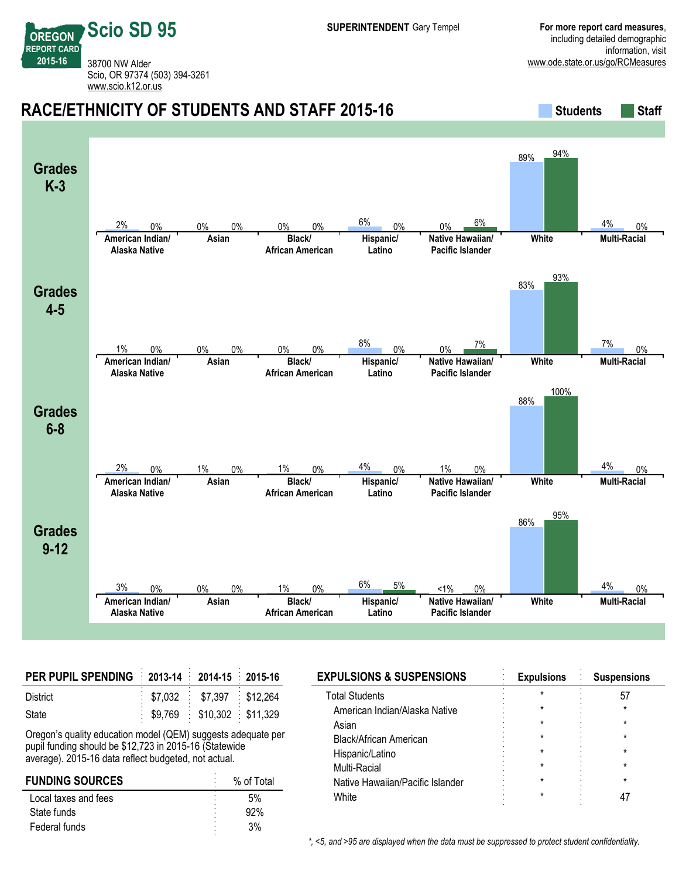# Scio SD 95

OREGON REPORT CARD 2015-16

38700 NW Alder
Scio, OR 97374 (503) 394-3261
www.scio.k12.or.us

**SUPERINTENDENT** Gary Tempel

**For more report card measures**, including detailed demographic information, visit www.ode.state.or.us/go/RCMeasures

## RACE/ETHNICITY OF STUDENTS AND STAFF 2015-16

### Grades K-3

| | Students | Staff |
|---|---|---|
| American Indian/Alaska Native | 2% | 0% |
| Asian | 0% | 0% |
| Black/African American | 0% | 0% |
| Hispanic/Latino | 6% | 0% |
| Native Hawaiian/Pacific Islander | 0% | 6% |
| White | 89% | 94% |
| Multi-Racial | 4% | 0% |

### Grades 4-5

| | Students | Staff |
|---|---|---|
| American Indian/Alaska Native | 1% | 0% |
| Asian | 0% | 0% |
| Black/African American | 0% | 0% |
| Hispanic/Latino | 8% | 0% |
| Native Hawaiian/Pacific Islander | 0% | 7% |
| White | 83% | 93% |
| Multi-Racial | 7% | 0% |

### Grades 6-8

| | Students | Staff |
|---|---|---|
| American Indian/Alaska Native | 2% | 0% |
| Asian | 1% | 0% |
| Black/African American | 1% | 0% |
| Hispanic/Latino | 4% | 0% |
| Native Hawaiian/Pacific Islander | 1% | 0% |
| White | 88% | 100% |
| Multi-Racial | 4% | 0% |

### Grades 9-12

| | Students | Staff |
|---|---|---|
| American Indian/Alaska Native | 3% | 0% |
| Asian | 0% | 0% |
| Black/African American | 1% | 0% |
| Hispanic/Latino | 6% | 5% |
| Native Hawaiian/Pacific Islander | <1% | 0% |
| White | 86% | 95% |
| Multi-Racial | 4% | 0% |

| PER PUPIL SPENDING | 2013-14 | 2014-15 | 2015-16 |
|---|---|---|---|
| District | $7,032 | $7,397 | $12,264 |
| State | $9,769 | $10,302 | $11,329 |

Oregon's quality education model (QEM) suggests adequate per pupil funding should be $12,723 in 2015-16 (Statewide average). 2015-16 data reflect budgeted, not actual.

| FUNDING SOURCES | % of Total |
|---|---|
| Local taxes and fees | 5% |
| State funds | 92% |
| Federal funds | 3% |

| EXPULSIONS & SUSPENSIONS | Expulsions | Suspensions |
|---|---|---|
| Total Students | * | 57 |
| American Indian/Alaska Native | * | * |
| Asian | * | * |
| Black/African American | * | * |
| Hispanic/Latino | * | * |
| Multi-Racial | * | * |
| Native Hawaiian/Pacific Islander | * | * |
| White | * | 47 |

*\*, <5, and >95 are displayed when the data must be suppressed to protect student confidentiality.*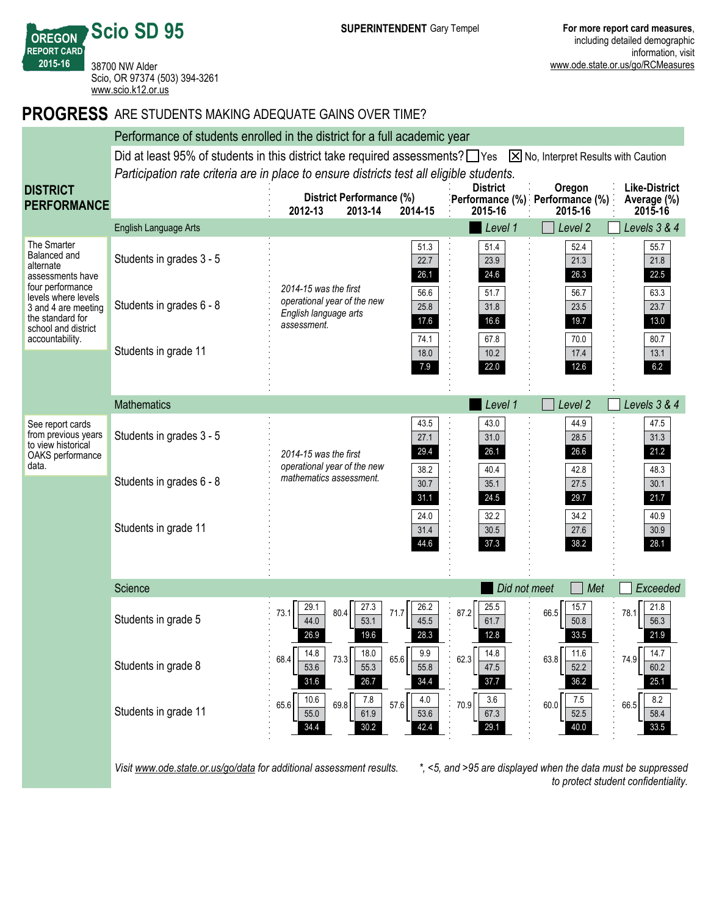# Scio SD 95

OREGON REPORT CARD 2015-16

38700 NW Alder
Scio, OR 97374 (503) 394-3261
www.scio.k12.or.us

**SUPERINTENDENT** Gary Tempel

**For more report card measures**, including detailed demographic information, visit www.ode.state.or.us/go/RCMeasures

## PROGRESS ARE STUDENTS MAKING ADEQUATE GAINS OVER TIME?

### DISTRICT PERFORMANCE

Performance of students enrolled in the district for a full academic year

Did at least 95% of students in this district take required assessments? ☐ Yes ☒ No, Interpret Results with Caution

*Participation rate criteria are in place to ensure districts test all eligible students.*

The Smarter Balanced and alternate assessments have four performance levels where levels 3 and 4 are meeting the standard for school and district accountability.

See report cards from previous years to view historical OAKS performance data.

**English Language Arts** (Levels 3 & 4 / Level 2 / Level 1)

*2014-15 was the first operational year of the new English language arts assessment.*

| | 2014-15 | District Performance (%) 2015-16 | Oregon Performance (%) 2015-16 | Like-District Average (%) 2015-16 |
|---|---|---|---|---|
| Students in grades 3 - 5 | 51.3 / 22.7 / 26.1 | 51.4 / 23.9 / 24.6 | 52.4 / 21.3 / 26.3 | 55.7 / 21.8 / 22.5 |
| Students in grades 6 - 8 | 56.6 / 25.8 / 17.6 | 51.7 / 31.8 / 16.6 | 56.7 / 23.5 / 19.7 | 63.3 / 23.7 / 13.0 |
| Students in grade 11 | 74.1 / 18.0 / 7.9 | 67.8 / 10.2 / 22.0 | 70.0 / 17.4 / 12.6 | 80.7 / 13.1 / 6.2 |

**Mathematics** (Levels 3 & 4 / Level 2 / Level 1)

*2014-15 was the first operational year of the new mathematics assessment.*

| | 2014-15 | District Performance (%) 2015-16 | Oregon Performance (%) 2015-16 | Like-District Average (%) 2015-16 |
|---|---|---|---|---|
| Students in grades 3 - 5 | 43.5 / 27.1 / 29.4 | 43.0 / 31.0 / 26.1 | 44.9 / 28.5 / 26.6 | 47.5 / 31.3 / 21.2 |
| Students in grades 6 - 8 | 38.2 / 30.7 / 31.1 | 40.4 / 35.1 / 24.5 | 42.8 / 27.5 / 29.7 | 48.3 / 30.1 / 21.7 |
| Students in grade 11 | 24.0 / 31.4 / 44.6 | 32.2 / 30.5 / 37.3 | 34.2 / 27.6 / 38.2 | 40.9 / 30.9 / 28.1 |

**Science** (Total met or exceeded: Exceeded / Met / Did not meet)

| | 2012-13 | 2013-14 | 2014-15 | District Performance (%) 2015-16 | Oregon Performance (%) 2015-16 | Like-District Average (%) 2015-16 |
|---|---|---|---|---|---|---|
| Students in grade 5 | 73.1: 29.1 / 44.0 / 26.9 | 80.4: 27.3 / 53.1 / 19.6 | 71.7: 26.2 / 45.5 / 28.3 | 87.2: 25.5 / 61.7 / 12.8 | 66.5: 15.7 / 50.8 / 33.5 | 78.1: 21.8 / 56.3 / 21.9 |
| Students in grade 8 | 68.4: 14.8 / 53.6 / 31.6 | 73.3: 18.0 / 55.3 / 26.7 | 65.6: 9.9 / 55.8 / 34.4 | 62.3: 14.8 / 47.5 / 37.7 | 63.8: 11.6 / 52.2 / 36.2 | 74.9: 14.7 / 60.2 / 25.1 |
| Students in grade 11 | 65.6: 10.6 / 55.0 / 34.4 | 69.8: 7.8 / 61.9 / 30.2 | 57.6: 4.0 / 53.6 / 42.4 | 70.9: 3.6 / 67.3 / 29.1 | 60.0: 7.5 / 52.5 / 40.0 | 66.5: 8.2 / 58.4 / 33.5 |

*Visit www.ode.state.or.us/go/data for additional assessment results.*

*\*, <5, and >95 are displayed when the data must be suppressed to protect student confidentiality.*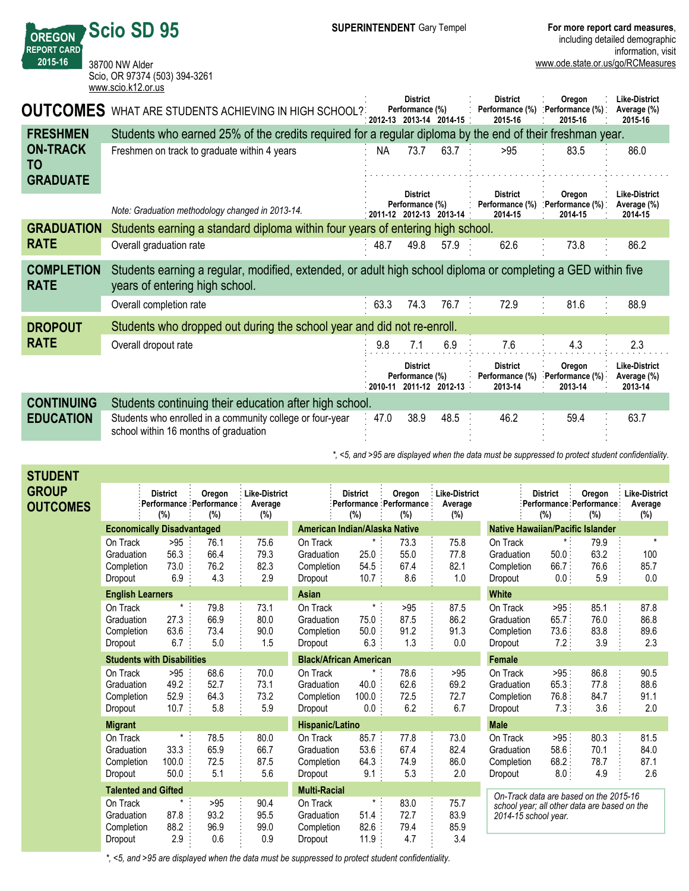# Scio SD 95

OREGON REPORT CARD 2015-16

38700 NW Alder
Scio, OR 97374 (503) 394-3261
www.scio.k12.or.us

**SUPERINTENDENT** Gary Tempel

**For more report card measures**, including detailed demographic information, visit www.ode.state.or.us/go/RCMeasures

## OUTCOMES WHAT ARE STUDENTS ACHIEVING IN HIGH SCHOOL?

### FRESHMEN ON-TRACK TO GRADUATE

Students who earned 25% of the credits required for a regular diploma by the end of their freshman year.

| | District Performance (%) 2012-13 | 2013-14 | 2014-15 | District Performance (%) 2015-16 | Oregon Performance (%) 2015-16 | Like-District Average (%) 2015-16 |
|---|---|---|---|---|---|---|
| Freshmen on track to graduate within 4 years | NA | 73.7 | 63.7 | >95 | 83.5 | 86.0 |

*Note: Graduation methodology changed in 2013-14.*

### GRADUATION RATE

Students earning a standard diploma within four years of entering high school.

| | District Performance (%) 2011-12 | 2012-13 | 2013-14 | District Performance (%) 2014-15 | Oregon Performance (%) 2014-15 | Like-District Average (%) 2014-15 |
|---|---|---|---|---|---|---|
| Overall graduation rate | 48.7 | 49.8 | 57.9 | 62.6 | 73.8 | 86.2 |

### COMPLETION RATE

Students earning a regular, modified, extended, or adult high school diploma or completing a GED within five years of entering high school.

| | District Performance (%) 2011-12 | 2012-13 | 2013-14 | District Performance (%) 2014-15 | Oregon Performance (%) 2014-15 | Like-District Average (%) 2014-15 |
|---|---|---|---|---|---|---|
| Overall completion rate | 63.3 | 74.3 | 76.7 | 72.9 | 81.6 | 88.9 |

### DROPOUT RATE

Students who dropped out during the school year and did not re-enroll.

| | District Performance (%) 2011-12 | 2012-13 | 2013-14 | District Performance (%) 2014-15 | Oregon Performance (%) 2014-15 | Like-District Average (%) 2014-15 |
|---|---|---|---|---|---|---|
| Overall dropout rate | 9.8 | 7.1 | 6.9 | 7.6 | 4.3 | 2.3 |

### CONTINUING EDUCATION

Students continuing their education after high school.

| | District Performance (%) 2010-11 | 2011-12 | 2012-13 | District Performance (%) 2013-14 | Oregon Performance (%) 2013-14 | Like-District Average (%) 2013-14 |
|---|---|---|---|---|---|---|
| Students who enrolled in a community college or four-year school within 16 months of graduation | 47.0 | 38.9 | 48.5 | 46.2 | 59.4 | 63.7 |

*\*, <5, and >95 are displayed when the data must be suppressed to protect student confidentiality.*

## STUDENT GROUP OUTCOMES

| Economically Disadvantaged | District Performance (%) | Oregon Performance (%) | Like-District Average (%) |
|---|---|---|---|
| On Track | >95 | 76.1 | 75.6 |
| Graduation | 56.3 | 66.4 | 79.3 |
| Completion | 73.0 | 76.2 | 82.3 |
| Dropout | 6.9 | 4.3 | 2.9 |

| English Learners | District Performance (%) | Oregon Performance (%) | Like-District Average (%) |
|---|---|---|---|
| On Track | * | 79.8 | 73.1 |
| Graduation | 27.3 | 66.9 | 80.0 |
| Completion | 63.6 | 73.4 | 90.0 |
| Dropout | 6.7 | 5.0 | 1.5 |

| Students with Disabilities | District Performance (%) | Oregon Performance (%) | Like-District Average (%) |
|---|---|---|---|
| On Track | >95 | 68.6 | 70.0 |
| Graduation | 49.2 | 52.7 | 73.1 |
| Completion | 52.9 | 64.3 | 73.2 |
| Dropout | 10.7 | 5.8 | 5.9 |

| Migrant | District Performance (%) | Oregon Performance (%) | Like-District Average (%) |
|---|---|---|---|
| On Track | * | 78.5 | 80.0 |
| Graduation | 33.3 | 65.9 | 66.7 |
| Completion | 100.0 | 72.5 | 87.5 |
| Dropout | 50.0 | 5.1 | 5.6 |

| Talented and Gifted | District Performance (%) | Oregon Performance (%) | Like-District Average (%) |
|---|---|---|---|
| On Track | * | >95 | 90.4 |
| Graduation | 87.8 | 93.2 | 95.5 |
| Completion | 88.2 | 96.9 | 99.0 |
| Dropout | 2.9 | 0.6 | 0.9 |

| American Indian/Alaska Native | District Performance (%) | Oregon Performance (%) | Like-District Average (%) |
|---|---|---|---|
| On Track | * | 73.3 | 75.8 |
| Graduation | 25.0 | 55.0 | 77.8 |
| Completion | 54.5 | 67.4 | 82.1 |
| Dropout | 10.7 | 8.6 | 1.0 |

| Asian | District Performance (%) | Oregon Performance (%) | Like-District Average (%) |
|---|---|---|---|
| On Track | * | >95 | 87.5 |
| Graduation | 75.0 | 87.5 | 86.2 |
| Completion | 50.0 | 91.2 | 91.3 |
| Dropout | 6.3 | 1.3 | 0.0 |

| Black/African American | District Performance (%) | Oregon Performance (%) | Like-District Average (%) |
|---|---|---|---|
| On Track | * | 78.6 | >95 |
| Graduation | 40.0 | 62.6 | 69.2 |
| Completion | 100.0 | 72.5 | 72.7 |
| Dropout | 0.0 | 6.2 | 6.7 |

| Hispanic/Latino | District Performance (%) | Oregon Performance (%) | Like-District Average (%) |
|---|---|---|---|
| On Track | 85.7 | 77.8 | 73.0 |
| Graduation | 53.6 | 67.4 | 82.4 |
| Completion | 64.3 | 74.9 | 86.0 |
| Dropout | 9.1 | 5.3 | 2.0 |

| Multi-Racial | District Performance (%) | Oregon Performance (%) | Like-District Average (%) |
|---|---|---|---|
| On Track | * | 83.0 | 75.7 |
| Graduation | 51.4 | 72.7 | 83.9 |
| Completion | 82.6 | 79.4 | 85.9 |
| Dropout | 11.9 | 4.7 | 3.4 |

| Native Hawaiian/Pacific Islander | District Performance (%) | Oregon Performance (%) | Like-District Average (%) |
|---|---|---|---|
| On Track | * | 79.9 | * |
| Graduation | 50.0 | 63.2 | 100 |
| Completion | 66.7 | 76.6 | 85.7 |
| Dropout | 0.0 | 5.9 | 0.0 |

| White | District Performance (%) | Oregon Performance (%) | Like-District Average (%) |
|---|---|---|---|
| On Track | >95 | 85.1 | 87.8 |
| Graduation | 65.7 | 76.0 | 86.8 |
| Completion | 73.6 | 83.8 | 89.6 |
| Dropout | 7.2 | 3.9 | 2.3 |

| Female | District Performance (%) | Oregon Performance (%) | Like-District Average (%) |
|---|---|---|---|
| On Track | >95 | 86.8 | 90.5 |
| Graduation | 65.3 | 77.8 | 88.6 |
| Completion | 76.8 | 84.7 | 91.1 |
| Dropout | 7.3 | 3.6 | 2.0 |

| Male | District Performance (%) | Oregon Performance (%) | Like-District Average (%) |
|---|---|---|---|
| On Track | >95 | 80.3 | 81.5 |
| Graduation | 58.6 | 70.1 | 84.0 |
| Completion | 68.2 | 78.7 | 87.1 |
| Dropout | 8.0 | 4.9 | 2.6 |

*On-Track data are based on the 2015-16 school year; all other data are based on the 2014-15 school year.*

*\*, <5, and >95 are displayed when the data must be suppressed to protect student confidentiality.*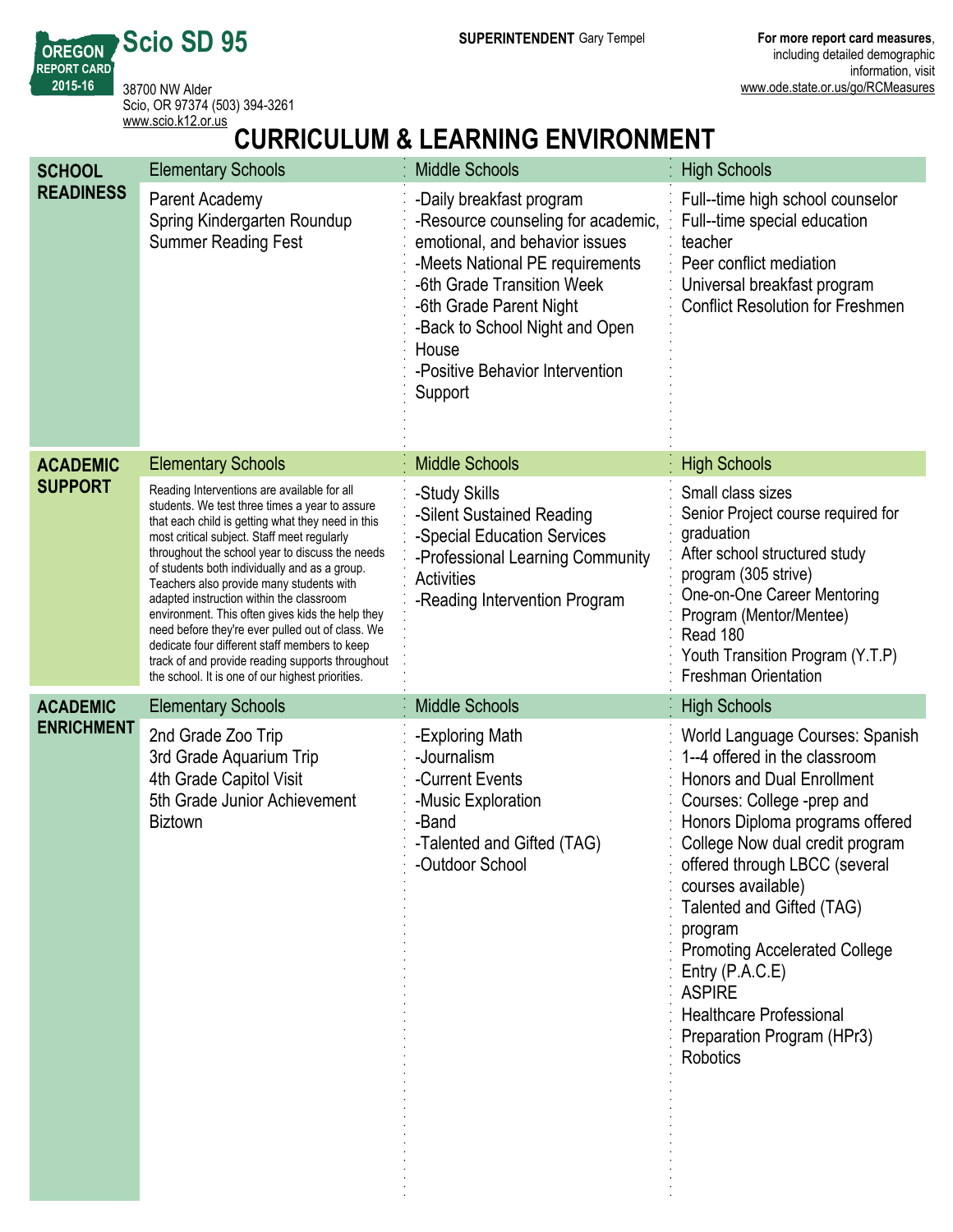# Scio SD 95

OREGON REPORT CARD 2015-16

38700 NW Alder
Scio, OR 97374 (503) 394-3261
www.scio.k12.or.us

**SUPERINTENDENT** Gary Tempel

**For more report card measures**, including detailed demographic information, visit www.ode.state.or.us/go/RCMeasures

## CURRICULUM & LEARNING ENVIRONMENT

| | Elementary Schools | Middle Schools | High Schools |
|---|---|---|---|
| **SCHOOL READINESS** | Parent Academy<br>Spring Kindergarten Roundup<br>Summer Reading Fest | -Daily breakfast program<br>-Resource counseling for academic, emotional, and behavior issues<br>-Meets National PE requirements<br>-6th Grade Transition Week<br>-6th Grade Parent Night<br>-Back to School Night and Open House<br>-Positive Behavior Intervention Support | Full--time high school counselor<br>Full--time special education teacher<br>Peer conflict mediation<br>Universal breakfast program<br>Conflict Resolution for Freshmen |
| **ACADEMIC SUPPORT** | Reading Interventions are available for all students. We test three times a year to assure that each child is getting what they need in this most critical subject. Staff meet regularly throughout the school year to discuss the needs of students both individually and as a group. Teachers also provide many students with adapted instruction within the classroom environment. This often gives kids the help they need before they're ever pulled out of class. We dedicate four different staff members to keep track of and provide reading supports throughout the school. It is one of our highest priorities. | -Study Skills<br>-Silent Sustained Reading<br>-Special Education Services<br>-Professional Learning Community Activities<br>-Reading Intervention Program | Small class sizes<br>Senior Project course required for graduation<br>After school structured study program (305 strive)<br>One-on-One Career Mentoring Program (Mentor/Mentee)<br>Read 180<br>Youth Transition Program (Y.T.P)<br>Freshman Orientation |
| **ACADEMIC ENRICHMENT** | 2nd Grade Zoo Trip<br>3rd Grade Aquarium Trip<br>4th Grade Capitol Visit<br>5th Grade Junior Achievement Biztown | -Exploring Math<br>-Journalism<br>-Current Events<br>-Music Exploration<br>-Band<br>-Talented and Gifted (TAG)<br>-Outdoor School | World Language Courses: Spanish 1--4 offered in the classroom<br>Honors and Dual Enrollment Courses: College -prep and Honors Diploma programs offered<br>College Now dual credit program offered through LBCC (several courses available)<br>Talented and Gifted (TAG) program<br>Promoting Accelerated College Entry (P.A.C.E)<br>ASPIRE<br>Healthcare Professional Preparation Program (HPr3)<br>Robotics |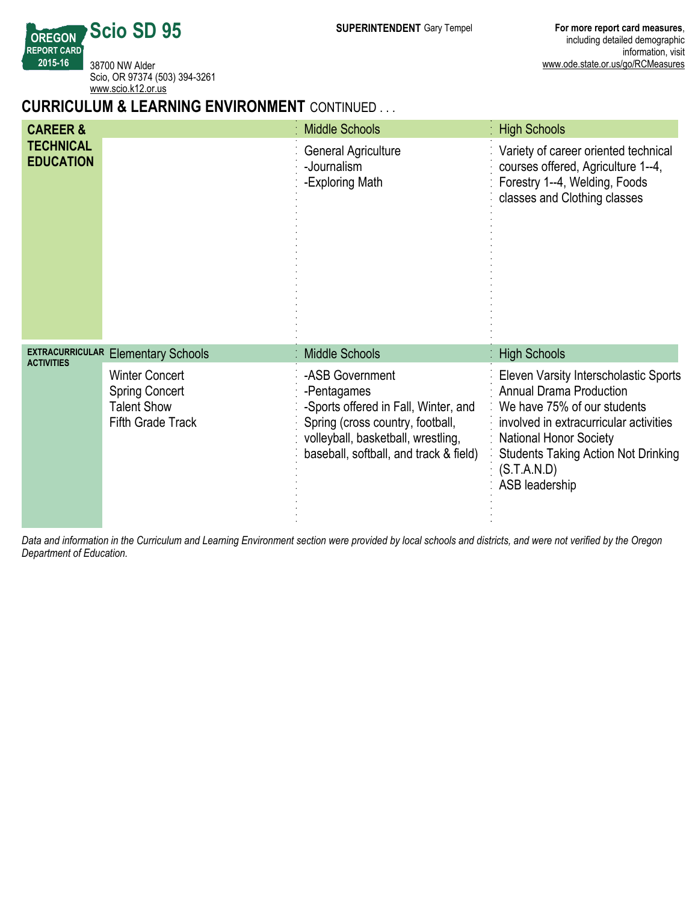## CURRICULUM & LEARNING ENVIRONMENT CONTINUED . . .

| | Elementary Schools | Middle Schools | High Schools |
| --- | --- | --- | --- |
| **CAREER & TECHNICAL EDUCATION** | | General Agriculture<br>-Journalism<br>-Exploring Math | Variety of career oriented technical courses offered, Agriculture 1--4, Forestry 1--4, Welding, Foods classes and Clothing classes |
| **EXTRACURRICULAR ACTIVITIES** | Winter Concert<br>Spring Concert<br>Talent Show<br>Fifth Grade Track | -ASB Government<br>-Pentagames<br>-Sports offered in Fall, Winter, and Spring (cross country, football, volleyball, basketball, wrestling, baseball, softball, and track & field) | Eleven Varsity Interscholastic Sports<br>Annual Drama Production<br>We have 75% of our students involved in extracurricular activities<br>National Honor Society<br>Students Taking Action Not Drinking (S.T.A.N.D)<br>ASB leadership |

*Data and information in the Curriculum and Learning Environment section were provided by local schools and districts, and were not verified by the Oregon Department of Education.*